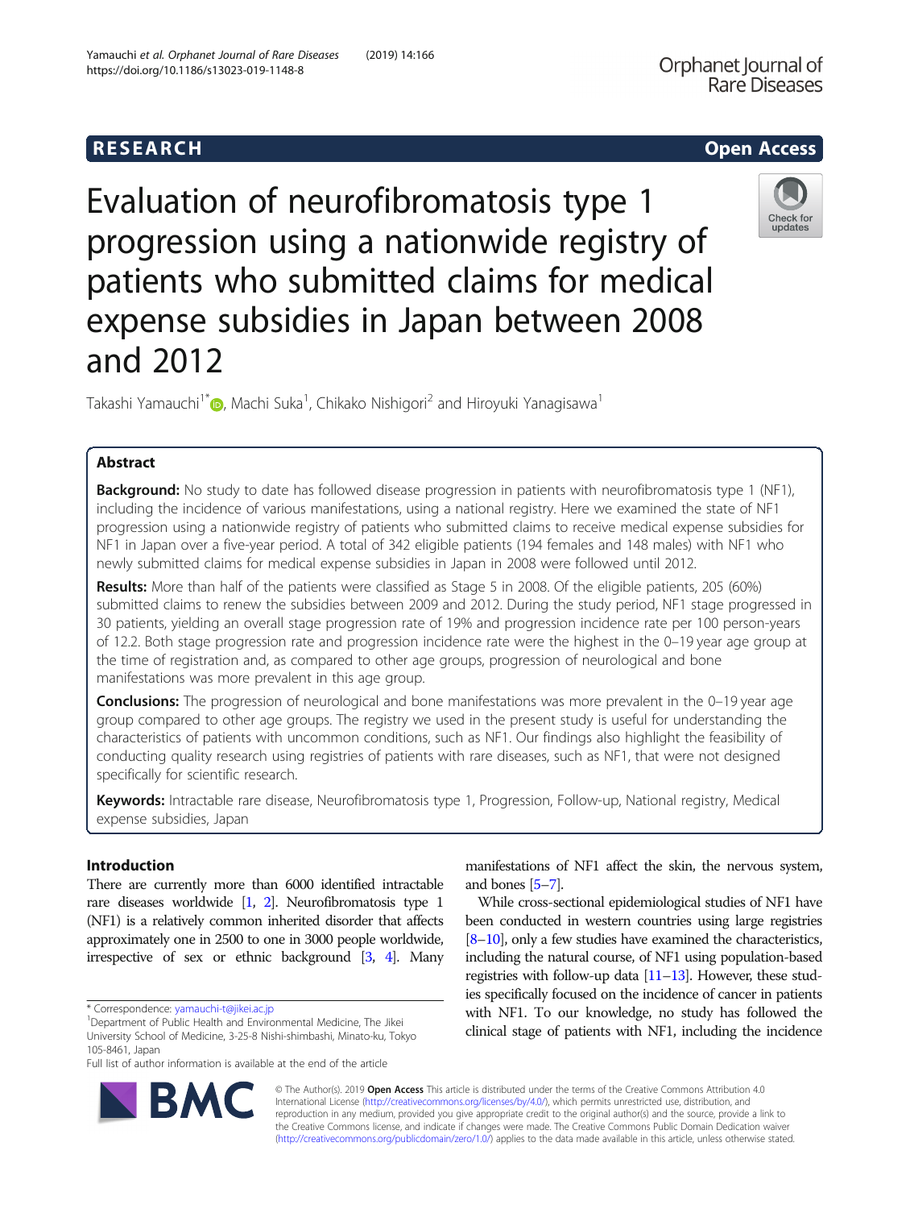RESEARCH

Open Access

# Evaluation of neurofibromatosis type 1 progression using a nationwide registry of patients who submitted claims for medical expense subsidies in Japan between 2008 and 2012

Takashi Yamauchi[1*], Machi Suka[1], Chikako Nishigori[2] and Hiroyuki Yanagisawa[1]

## Abstract

**Background:** No study to date has followed disease progression in patients with neurofibromatosis type 1 (NF1), including the incidence of various manifestations, using a national registry. Here we examined the state of NF1 progression using a nationwide registry of patients who submitted claims to receive medical expense subsidies for NF1 in Japan over a five-year period. A total of 342 eligible patients (194 females and 148 males) with NF1 who newly submitted claims for medical expense subsidies in Japan in 2008 were followed until 2012.

**Results:** More than half of the patients were classified as Stage 5 in 2008. Of the eligible patients, 205 (60%) submitted claims to renew the subsidies between 2009 and 2012. During the study period, NF1 stage progressed in 30 patients, yielding an overall stage progression rate of 19% and progression incidence rate per 100 person-years of 12.2. Both stage progression rate and progression incidence rate were the highest in the 0–19 year age group at the time of registration and, as compared to other age groups, progression of neurological and bone manifestations was more prevalent in this age group.

**Conclusions:** The progression of neurological and bone manifestations was more prevalent in the 0–19 year age group compared to other age groups. The registry we used in the present study is useful for understanding the characteristics of patients with uncommon conditions, such as NF1. Our findings also highlight the feasibility of conducting quality research using registries of patients with rare diseases, such as NF1, that were not designed specifically for scientific research.

**Keywords:** Intractable rare disease, Neurofibromatosis type 1, Progression, Follow-up, National registry, Medical expense subsidies, Japan

## Introduction

There are currently more than 6000 identified intractable rare diseases worldwide [1, 2]. Neurofibromatosis type 1 (NF1) is a relatively common inherited disorder that affects approximately one in 2500 to one in 3000 people worldwide, irrespective of sex or ethnic background [3, 4]. Many manifestations of NF1 affect the skin, the nervous system, and bones [5–7].

While cross-sectional epidemiological studies of NF1 have been conducted in western countries using large registries [8–10], only a few studies have examined the characteristics, including the natural course, of NF1 using population-based registries with follow-up data [11–13]. However, these studies specifically focused on the incidence of cancer in patients with NF1. To our knowledge, no study has followed the clinical stage of patients with NF1, including the incidence

\* Correspondence: yamauchi-t@jikei.ac.jp
[1]Department of Public Health and Environmental Medicine, The Jikei University School of Medicine, 3-25-8 Nishi-shimbashi, Minato-ku, Tokyo 105-8461, Japan
Full list of author information is available at the end of the article

© The Author(s). 2019 **Open Access** This article is distributed under the terms of the Creative Commons Attribution 4.0 International License (http://creativecommons.org/licenses/by/4.0/), which permits unrestricted use, distribution, and reproduction in any medium, provided you give appropriate credit to the original author(s) and the source, provide a link to the Creative Commons license, and indicate if changes were made. The Creative Commons Public Domain Dedication waiver (http://creativecommons.org/publicdomain/zero/1.0/) applies to the data made available in this article, unless otherwise stated.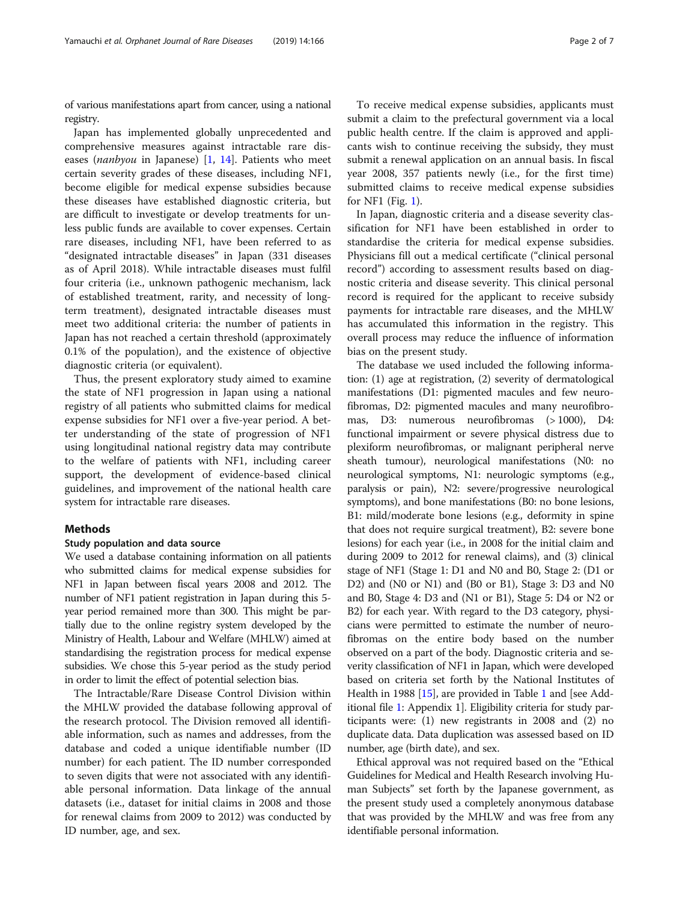of various manifestations apart from cancer, using a national registry.

Japan has implemented globally unprecedented and comprehensive measures against intractable rare diseases (*nanbyou* in Japanese) [1, 14]. Patients who meet certain severity grades of these diseases, including NF1, become eligible for medical expense subsidies because these diseases have established diagnostic criteria, but are difficult to investigate or develop treatments for unless public funds are available to cover expenses. Certain rare diseases, including NF1, have been referred to as "designated intractable diseases" in Japan (331 diseases as of April 2018). While intractable diseases must fulfil four criteria (i.e., unknown pathogenic mechanism, lack of established treatment, rarity, and necessity of long-term treatment), designated intractable diseases must meet two additional criteria: the number of patients in Japan has not reached a certain threshold (approximately 0.1% of the population), and the existence of objective diagnostic criteria (or equivalent).

Thus, the present exploratory study aimed to examine the state of NF1 progression in Japan using a national registry of all patients who submitted claims for medical expense subsidies for NF1 over a five-year period. A better understanding of the state of progression of NF1 using longitudinal national registry data may contribute to the welfare of patients with NF1, including career support, the development of evidence-based clinical guidelines, and improvement of the national health care system for intractable rare diseases.

## Methods

### Study population and data source

We used a database containing information on all patients who submitted claims for medical expense subsidies for NF1 in Japan between fiscal years 2008 and 2012. The number of NF1 patient registration in Japan during this 5-year period remained more than 300. This might be partially due to the online registry system developed by the Ministry of Health, Labour and Welfare (MHLW) aimed at standardising the registration process for medical expense subsidies. We chose this 5-year period as the study period in order to limit the effect of potential selection bias.

The Intractable/Rare Disease Control Division within the MHLW provided the database following approval of the research protocol. The Division removed all identifiable information, such as names and addresses, from the database and coded a unique identifiable number (ID number) for each patient. The ID number corresponded to seven digits that were not associated with any identifiable personal information. Data linkage of the annual datasets (i.e., dataset for initial claims in 2008 and those for renewal claims from 2009 to 2012) was conducted by ID number, age, and sex.

To receive medical expense subsidies, applicants must submit a claim to the prefectural government via a local public health centre. If the claim is approved and applicants wish to continue receiving the subsidy, they must submit a renewal application on an annual basis. In fiscal year 2008, 357 patients newly (i.e., for the first time) submitted claims to receive medical expense subsidies for NF1 (Fig. 1).

In Japan, diagnostic criteria and a disease severity classification for NF1 have been established in order to standardise the criteria for medical expense subsidies. Physicians fill out a medical certificate ("clinical personal record") according to assessment results based on diagnostic criteria and disease severity. This clinical personal record is required for the applicant to receive subsidy payments for intractable rare diseases, and the MHLW has accumulated this information in the registry. This overall process may reduce the influence of information bias on the present study.

The database we used included the following information: (1) age at registration, (2) severity of dermatological manifestations (D1: pigmented macules and few neurofibromas, D2: pigmented macules and many neurofibromas, D3: numerous neurofibromas (> 1000), D4: functional impairment or severe physical distress due to plexiform neurofibromas, or malignant peripheral nerve sheath tumour), neurological manifestations (N0: no neurological symptoms, N1: neurologic symptoms (e.g., paralysis or pain), N2: severe/progressive neurological symptoms), and bone manifestations (B0: no bone lesions, B1: mild/moderate bone lesions (e.g., deformity in spine that does not require surgical treatment), B2: severe bone lesions) for each year (i.e., in 2008 for the initial claim and during 2009 to 2012 for renewal claims), and (3) clinical stage of NF1 (Stage 1: D1 and N0 and B0, Stage 2: (D1 or D2) and (N0 or N1) and (B0 or B1), Stage 3: D3 and N0 and B0, Stage 4: D3 and (N1 or B1), Stage 5: D4 or N2 or B2) for each year. With regard to the D3 category, physicians were permitted to estimate the number of neurofibromas on the entire body based on the number observed on a part of the body. Diagnostic criteria and severity classification of NF1 in Japan, which were developed based on criteria set forth by the National Institutes of Health in 1988 [15], are provided in Table 1 and [see Additional file 1: Appendix 1]. Eligibility criteria for study participants were: (1) new registrants in 2008 and (2) no duplicate data. Data duplication was assessed based on ID number, age (birth date), and sex.

Ethical approval was not required based on the "Ethical Guidelines for Medical and Health Research involving Human Subjects" set forth by the Japanese government, as the present study used a completely anonymous database that was provided by the MHLW and was free from any identifiable personal information.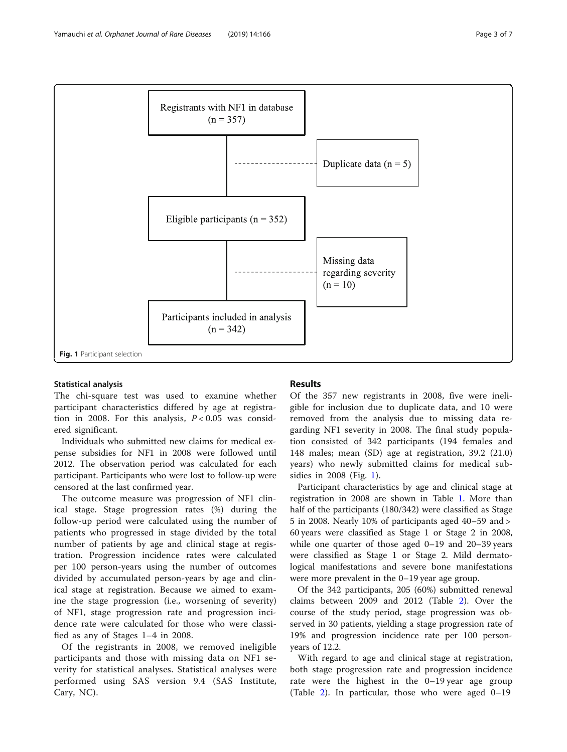Registrants with NF1 in database (n = 357)

Duplicate data (n = 5)

Eligible participants (n = 352)

Missing data regarding severity (n = 10)

Participants included in analysis (n = 342)

**Fig. 1** Participant selection

### Statistical analysis

The chi-square test was used to examine whether participant characteristics differed by age at registration in 2008. For this analysis, $P < 0.05$ was considered significant.

Individuals who submitted new claims for medical expense subsidies for NF1 in 2008 were followed until 2012. The observation period was calculated for each participant. Participants who were lost to follow-up were censored at the last confirmed year.

The outcome measure was progression of NF1 clinical stage. Stage progression rates (%) during the follow-up period were calculated using the number of patients who progressed in stage divided by the total number of patients by age and clinical stage at registration. Progression incidence rates were calculated per 100 person-years using the number of outcomes divided by accumulated person-years by age and clinical stage at registration. Because we aimed to examine the stage progression (i.e., worsening of severity) of NF1, stage progression rate and progression incidence rate were calculated for those who were classified as any of Stages 1–4 in 2008.

Of the registrants in 2008, we removed ineligible participants and those with missing data on NF1 severity for statistical analyses. Statistical analyses were performed using SAS version 9.4 (SAS Institute, Cary, NC).

## Results

Of the 357 new registrants in 2008, five were ineligible for inclusion due to duplicate data, and 10 were removed from the analysis due to missing data regarding NF1 severity in 2008. The final study population consisted of 342 participants (194 females and 148 males; mean (SD) age at registration, 39.2 (21.0) years) who newly submitted claims for medical subsidies in 2008 (Fig. 1).

Participant characteristics by age and clinical stage at registration in 2008 are shown in Table 1. More than half of the participants (180/342) were classified as Stage 5 in 2008. Nearly 10% of participants aged 40–59 and > 60 years were classified as Stage 1 or Stage 2 in 2008, while one quarter of those aged 0–19 and 20–39 years were classified as Stage 1 or Stage 2. Mild dermatological manifestations and severe bone manifestations were more prevalent in the 0–19 year age group.

Of the 342 participants, 205 (60%) submitted renewal claims between 2009 and 2012 (Table 2). Over the course of the study period, stage progression was observed in 30 patients, yielding a stage progression rate of 19% and progression incidence rate per 100 person-years of 12.2.

With regard to age and clinical stage at registration, both stage progression rate and progression incidence rate were the highest in the 0–19 year age group (Table 2). In particular, those who were aged 0–19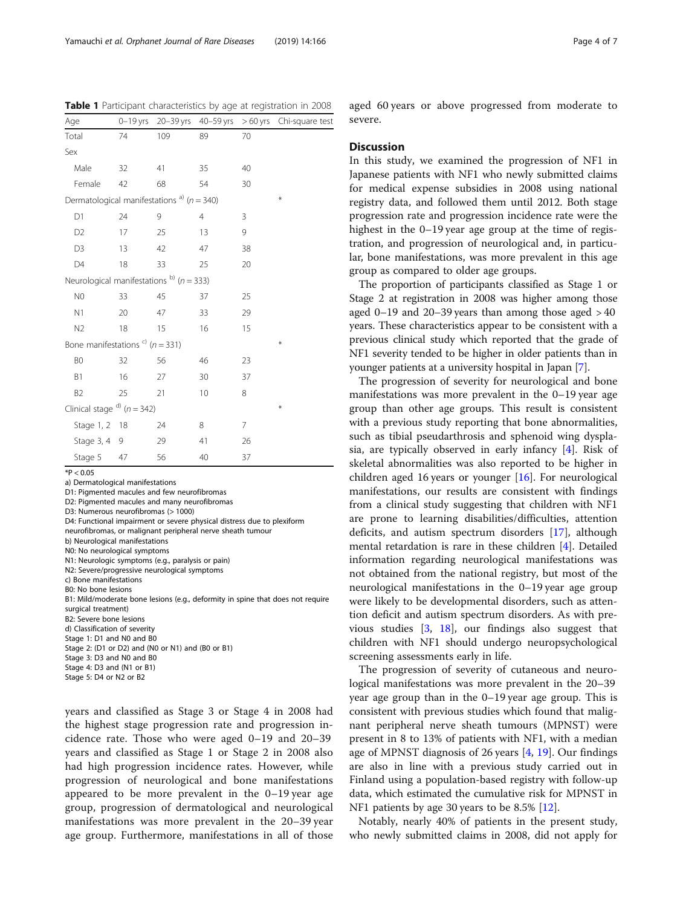**Table 1** Participant characteristics by age at registration in 2008

| Age | 0–19 yrs | 20–39 yrs | 40–59 yrs | > 60 yrs | Chi-square test |
|---|---|---|---|---|---|
| Total | 74 | 109 | 89 | 70 | |
| Sex | | | | | |
| Male | 32 | 41 | 35 | 40 | |
| Female | 42 | 68 | 54 | 30 | |
| Dermatological manifestations [a] ($n = 340$) | | | | | * |
| D1 | 24 | 9 | 4 | 3 | |
| D2 | 17 | 25 | 13 | 9 | |
| D3 | 13 | 42 | 47 | 38 | |
| D4 | 18 | 33 | 25 | 20 | |
| Neurological manifestations [b] ($n = 333$) | | | | | |
| N0 | 33 | 45 | 37 | 25 | |
| N1 | 20 | 47 | 33 | 29 | |
| N2 | 18 | 15 | 16 | 15 | |
| Bone manifestations [c] ($n = 331$) | | | | | * |
| B0 | 32 | 56 | 46 | 23 | |
| B1 | 16 | 27 | 30 | 37 | |
| B2 | 25 | 21 | 10 | 8 | |
| Clinical stage [d] ($n = 342$) | | | | | * |
| Stage 1, 2 | 18 | 24 | 8 | 7 | |
| Stage 3, 4 | 9 | 29 | 41 | 26 | |
| Stage 5 | 47 | 56 | 40 | 37 | |

*$P < 0.05$

a) Dermatological manifestations
D1: Pigmented macules and few neurofibromas
D2: Pigmented macules and many neurofibromas
D3: Numerous neurofibromas (> 1000)
D4: Functional impairment or severe physical distress due to plexiform neurofibromas, or malignant peripheral nerve sheath tumour
b) Neurological manifestations
N0: No neurological symptoms
N1: Neurologic symptoms (e.g., paralysis or pain)
N2: Severe/progressive neurological symptoms
c) Bone manifestations
B0: No bone lesions
B1: Mild/moderate bone lesions (e.g., deformity in spine that does not require surgical treatment)
B2: Severe bone lesions
d) Classification of severity
Stage 1: D1 and N0 and B0
Stage 2: (D1 or D2) and (N0 or N1) and (B0 or B1)
Stage 3: D3 and N0 and B0
Stage 4: D3 and (N1 or B1)
Stage 5: D4 or N2 or B2

years and classified as Stage 3 or Stage 4 in 2008 had the highest stage progression rate and progression incidence rate. Those who were aged 0–19 and 20–39 years and classified as Stage 1 or Stage 2 in 2008 also had high progression incidence rates. However, while progression of neurological and bone manifestations appeared to be more prevalent in the 0–19 year age group, progression of dermatological and neurological manifestations was more prevalent in the 20–39 year age group. Furthermore, manifestations in all of those aged 60 years or above progressed from moderate to severe.

## Discussion

In this study, we examined the progression of NF1 in Japanese patients with NF1 who newly submitted claims for medical expense subsidies in 2008 using national registry data, and followed them until 2012. Both stage progression rate and progression incidence rate were the highest in the 0–19 year age group at the time of registration, and progression of neurological and, in particular, bone manifestations, was more prevalent in this age group as compared to older age groups.

The proportion of participants classified as Stage 1 or Stage 2 at registration in 2008 was higher among those aged 0–19 and 20–39 years than among those aged > 40 years. These characteristics appear to be consistent with a previous clinical study which reported that the grade of NF1 severity tended to be higher in older patients than in younger patients at a university hospital in Japan [7].

The progression of severity for neurological and bone manifestations was more prevalent in the 0–19 year age group than other age groups. This result is consistent with a previous study reporting that bone abnormalities, such as tibial pseudarthrosis and sphenoid wing dysplasia, are typically observed in early infancy [4]. Risk of skeletal abnormalities was also reported to be higher in children aged 16 years or younger [16]. For neurological manifestations, our results are consistent with findings from a clinical study suggesting that children with NF1 are prone to learning disabilities/difficulties, attention deficits, and autism spectrum disorders [17], although mental retardation is rare in these children [4]. Detailed information regarding neurological manifestations was not obtained from the national registry, but most of the neurological manifestations in the 0–19 year age group were likely to be developmental disorders, such as attention deficit and autism spectrum disorders. As with previous studies [3, 18], our findings also suggest that children with NF1 should undergo neuropsychological screening assessments early in life.

The progression of severity of cutaneous and neurological manifestations was more prevalent in the 20–39 year age group than in the 0–19 year age group. This is consistent with previous studies which found that malignant peripheral nerve sheath tumours (MPNST) were present in 8 to 13% of patients with NF1, with a median age of MPNST diagnosis of 26 years [4, 19]. Our findings are also in line with a previous study carried out in Finland using a population-based registry with follow-up data, which estimated the cumulative risk for MPNST in NF1 patients by age 30 years to be 8.5% [12].

Notably, nearly 40% of patients in the present study, who newly submitted claims in 2008, did not apply for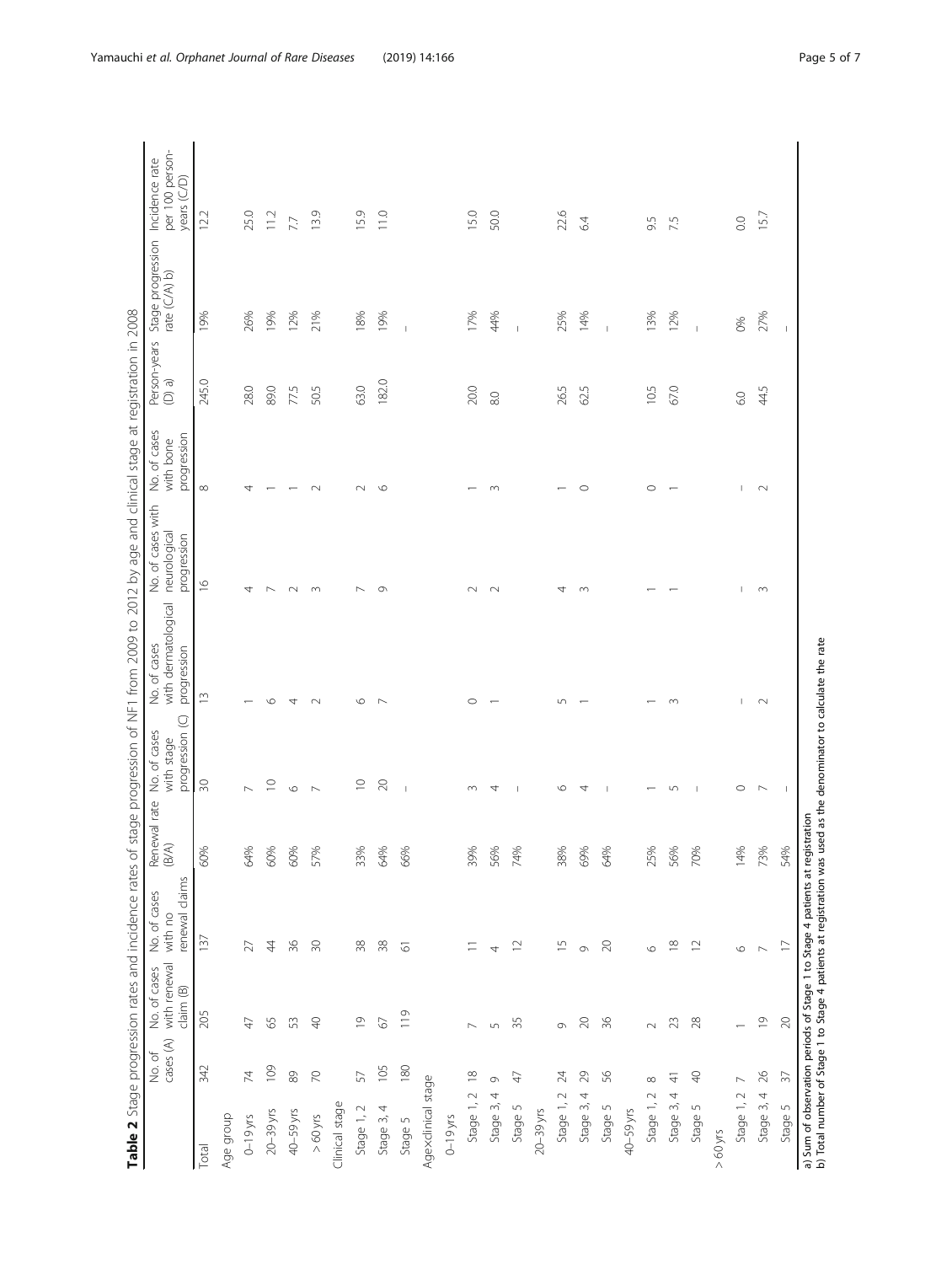**Table 2** Stage progression rates and incidence rates of stage progression of NF1 from 2009 to 2012 by age and clinical stage at registration in 2008

| | No. of cases (A) | No. of cases with renewal claim (B) | No. of cases with no renewal claims | Renewal rate (B/A) | No. of cases with stage progression (C) | No. of cases with dermatological progression | No. of cases with neurological progression | No. of cases with bone progression | Person-years (D) a) | Stage progression rate (C/A) b) | Incidence rate per 100 person-years (C/D) |
|---|---|---|---|---|---|---|---|---|---|---|---|
| Total | 342 | 205 | 137 | 60% | 30 | 13 | 16 | 8 | 245.0 | 19% | 12.2 |
| Age group | | | | | | | | | | | |
| 0–19 yrs | 74 | 47 | 27 | 64% | 7 | 1 | 4 | 4 | 28.0 | 26% | 25.0 |
| 20–39 yrs | 109 | 65 | 44 | 60% | 10 | 6 | 7 | 1 | 89.0 | 19% | 11.2 |
| 40–59 yrs | 89 | 53 | 36 | 60% | 6 | 4 | 2 | 1 | 77.5 | 12% | 7.7 |
| > 60 yrs | 70 | 40 | 30 | 57% | 7 | 2 | 3 | 2 | 50.5 | 21% | 13.9 |
| Clinical stage | | | | | | | | | | | |
| Stage 1, 2 | 57 | 19 | 38 | 33% | 10 | 6 | 7 | 2 | 63.0 | 18% | 15.9 |
| Stage 3, 4 | 105 | 67 | 38 | 64% | 20 | 7 | 9 | 6 | 182.0 | 19% | 11.0 |
| Stage 5 | 180 | 119 | 61 | 66% | – | | | | | – | |
| Age×clinical stage | | | | | | | | | | | |
| 0–19 yrs | | | | | | | | | | | |
| Stage 1, 2 | 18 | 7 | 11 | 39% | 3 | 0 | 2 | 1 | 20.0 | 17% | 15.0 |
| Stage 3, 4 | 9 | 5 | 4 | 56% | 4 | 1 | 2 | 3 | 8.0 | 44% | 50.0 |
| Stage 5 | 47 | 35 | 12 | 74% | – | | | | | – | |
| 20–39 yrs | | | | | | | | | | | |
| Stage 1, 2 | 24 | 9 | 15 | 38% | 6 | 5 | 4 | 1 | 26.5 | 25% | 22.6 |
| Stage 3, 4 | 29 | 20 | 9 | 69% | 4 | 1 | 3 | 0 | 62.5 | 14% | 6.4 |
| Stage 5 | 56 | 36 | 20 | 64% | – | | | | | – | |
| 40–59 yrs | | | | | | | | | | | |
| Stage 1, 2 | 8 | 2 | 6 | 25% | 1 | 1 | 1 | 0 | 10.5 | 13% | 9.5 |
| Stage 3, 4 | 41 | 23 | 18 | 56% | 5 | 3 | 1 | 1 | 67.0 | 12% | 7.5 |
| Stage 5 | 40 | 28 | 12 | 70% | – | | | | | – | |
| > 60 yrs | | | | | | | | | | | |
| Stage 1, 2 | 7 | 1 | 6 | 14% | 0 | – | – | – | 6.0 | 0% | 0.0 |
| Stage 3, 4 | 26 | 19 | 7 | 73% | 7 | 2 | 3 | 2 | 44.5 | 27% | 15.7 |
| Stage 5 | 37 | 20 | 17 | 54% | – | | | | | – | |

a) Sum of observation periods of Stage 1 to Stage 4 patients at registration
b) Total number of Stage 1 to Stage 4 patients at registration was used as the denominator to calculate the rate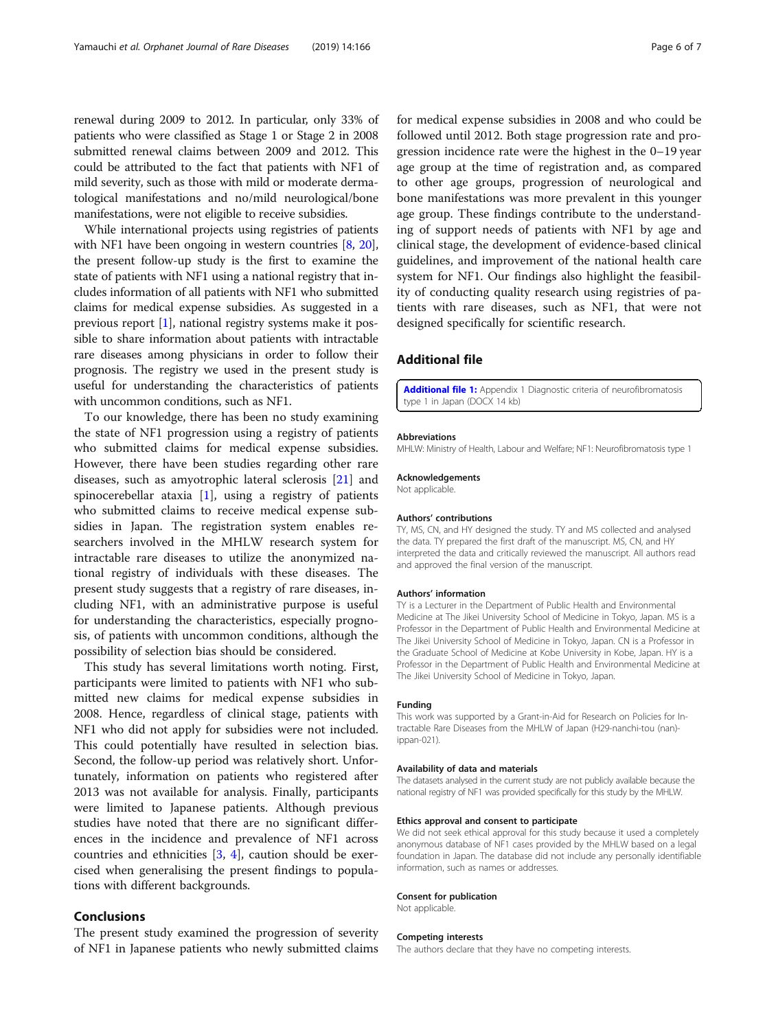renewal during 2009 to 2012. In particular, only 33% of patients who were classified as Stage 1 or Stage 2 in 2008 submitted renewal claims between 2009 and 2012. This could be attributed to the fact that patients with NF1 of mild severity, such as those with mild or moderate dermatological manifestations and no/mild neurological/bone manifestations, were not eligible to receive subsidies.

While international projects using registries of patients with NF1 have been ongoing in western countries [8, 20], the present follow-up study is the first to examine the state of patients with NF1 using a national registry that includes information of all patients with NF1 who submitted claims for medical expense subsidies. As suggested in a previous report [1], national registry systems make it possible to share information about patients with intractable rare diseases among physicians in order to follow their prognosis. The registry we used in the present study is useful for understanding the characteristics of patients with uncommon conditions, such as NF1.

To our knowledge, there has been no study examining the state of NF1 progression using a registry of patients who submitted claims for medical expense subsidies. However, there have been studies regarding other rare diseases, such as amyotrophic lateral sclerosis [21] and spinocerebellar ataxia [1], using a registry of patients who submitted claims to receive medical expense subsidies in Japan. The registration system enables researchers involved in the MHLW research system for intractable rare diseases to utilize the anonymized national registry of individuals with these diseases. The present study suggests that a registry of rare diseases, including NF1, with an administrative purpose is useful for understanding the characteristics, especially prognosis, of patients with uncommon conditions, although the possibility of selection bias should be considered.

This study has several limitations worth noting. First, participants were limited to patients with NF1 who submitted new claims for medical expense subsidies in 2008. Hence, regardless of clinical stage, patients with NF1 who did not apply for subsidies were not included. This could potentially have resulted in selection bias. Second, the follow-up period was relatively short. Unfortunately, information on patients who registered after 2013 was not available for analysis. Finally, participants were limited to Japanese patients. Although previous studies have noted that there are no significant differences in the incidence and prevalence of NF1 across countries and ethnicities [3, 4], caution should be exercised when generalising the present findings to populations with different backgrounds.

## Conclusions

The present study examined the progression of severity of NF1 in Japanese patients who newly submitted claims for medical expense subsidies in 2008 and who could be followed until 2012. Both stage progression rate and progression incidence rate were the highest in the 0–19 year age group at the time of registration and, as compared to other age groups, progression of neurological and bone manifestations was more prevalent in this younger age group. These findings contribute to the understanding of support needs of patients with NF1 by age and clinical stage, the development of evidence-based clinical guidelines, and improvement of the national health care system for NF1. Our findings also highlight the feasibility of conducting quality research using registries of patients with rare diseases, such as NF1, that were not designed specifically for scientific research.

## Additional file

**Additional file 1:** Appendix 1 Diagnostic criteria of neurofibromatosis type 1 in Japan (DOCX 14 kb)

#### Abbreviations

MHLW: Ministry of Health, Labour and Welfare; NF1: Neurofibromatosis type 1

#### Acknowledgements

Not applicable.

#### Authors' contributions

TY, MS, CN, and HY designed the study. TY and MS collected and analysed the data. TY prepared the first draft of the manuscript. MS, CN, and HY interpreted the data and critically reviewed the manuscript. All authors read and approved the final version of the manuscript.

#### Authors' information

TY is a Lecturer in the Department of Public Health and Environmental Medicine at The Jikei University School of Medicine in Tokyo, Japan. MS is a Professor in the Department of Public Health and Environmental Medicine at The Jikei University School of Medicine in Tokyo, Japan. CN is a Professor in the Graduate School of Medicine at Kobe University in Kobe, Japan. HY is a Professor in the Department of Public Health and Environmental Medicine at The Jikei University School of Medicine in Tokyo, Japan.

#### Funding

This work was supported by a Grant-in-Aid for Research on Policies for Intractable Rare Diseases from the MHLW of Japan (H29-nanchi-tou (nan)-ippan-021).

#### Availability of data and materials

The datasets analysed in the current study are not publicly available because the national registry of NF1 was provided specifically for this study by the MHLW.

#### Ethics approval and consent to participate

We did not seek ethical approval for this study because it used a completely anonymous database of NF1 cases provided by the MHLW based on a legal foundation in Japan. The database did not include any personally identifiable information, such as names or addresses.

#### Consent for publication

Not applicable.

#### Competing interests

The authors declare that they have no competing interests.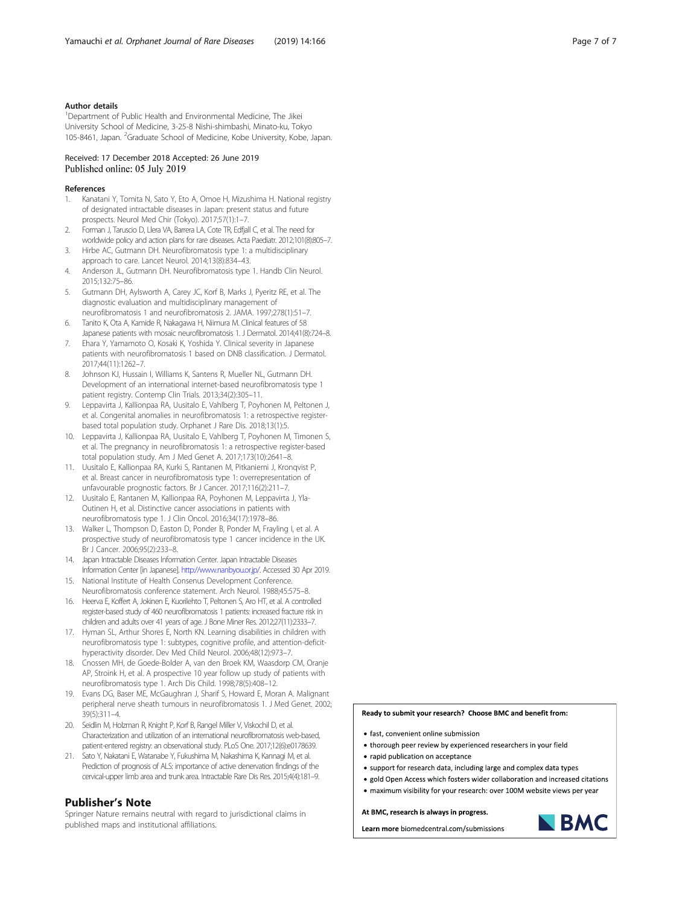### Author details

[1]Department of Public Health and Environmental Medicine, The Jikei University School of Medicine, 3-25-8 Nishi-shimbashi, Minato-ku, Tokyo 105-8461, Japan. [2]Graduate School of Medicine, Kobe University, Kobe, Japan.

Received: 17 December 2018 Accepted: 26 June 2019
Published online: 05 July 2019

### References

1. Kanatani Y, Tomita N, Sato Y, Eto A, Omoe H, Mizushima H. National registry of designated intractable diseases in Japan: present status and future prospects. Neurol Med Chir (Tokyo). 2017;57(1):1–7.
2. Forman J, Taruscio D, Llera VA, Barrera LA, Cote TR, Edfjall C, et al. The need for worldwide policy and action plans for rare diseases. Acta Paediatr. 2012;101(8):805–7.
3. Hirbe AC, Gutmann DH. Neurofibromatosis type 1: a multidisciplinary approach to care. Lancet Neurol. 2014;13(8):834–43.
4. Anderson JL, Gutmann DH. Neurofibromatosis type 1. Handb Clin Neurol. 2015;132:75–86.
5. Gutmann DH, Aylsworth A, Carey JC, Korf B, Marks J, Pyeritz RE, et al. The diagnostic evaluation and multidisciplinary management of neurofibromatosis 1 and neurofibromatosis 2. JAMA. 1997;278(1):51–7.
6. Tanito K, Ota A, Kamide R, Nakagawa H, Niimura M. Clinical features of 58 Japanese patients with mosaic neurofibromatosis 1. J Dermatol. 2014;41(8):724–8.
7. Ehara Y, Yamamoto O, Kosaki K, Yoshida Y. Clinical severity in Japanese patients with neurofibromatosis 1 based on DNB classification. J Dermatol. 2017;44(11):1262–7.
8. Johnson KJ, Hussain I, Williams K, Santens R, Mueller NL, Gutmann DH. Development of an international internet-based neurofibromatosis type 1 patient registry. Contemp Clin Trials. 2013;34(2):305–11.
9. Leppavirta J, Kallionpaa RA, Uusitalo E, Vahlberg T, Poyhonen M, Peltonen J, et al. Congenital anomalies in neurofibromatosis 1: a retrospective register-based total population study. Orphanet J Rare Dis. 2018;13(1):5.
10. Leppavirta J, Kallionpaa RA, Uusitalo E, Vahlberg T, Poyhonen M, Timonen S, et al. The pregnancy in neurofibromatosis 1: a retrospective register-based total population study. Am J Med Genet A. 2017;173(10):2641–8.
11. Uusitalo E, Kallionpaa RA, Kurki S, Rantanen M, Pitkaniemi J, Kronqvist P, et al. Breast cancer in neurofibromatosis type 1: overrepresentation of unfavourable prognostic factors. Br J Cancer. 2017;116(2):211–7.
12. Uusitalo E, Rantanen M, Kallionpaa RA, Poyhonen M, Leppavirta J, Yla-Outinen H, et al. Distinctive cancer associations in patients with neurofibromatosis type 1. J Clin Oncol. 2016;34(17):1978–86.
13. Walker L, Thompson D, Easton D, Ponder B, Ponder M, Frayling I, et al. A prospective study of neurofibromatosis type 1 cancer incidence in the UK. Br J Cancer. 2006;95(2):233–8.
14. Japan Intractable Diseases Information Center. Japan Intractable Diseases Information Center [in Japanese]. http://www.nanbyou.or.jp/. Accessed 30 Apr 2019.
15. National Institute of Health Consensus Development Conference. Neurofibromatosis conference statement. Arch Neurol. 1988;45:575–8.
16. Heerva E, Koffert A, Jokinen E, Kuorilehto T, Peltonen S, Aro HT, et al. A controlled register-based study of 460 neurofibromatosis 1 patients: increased fracture risk in children and adults over 41 years of age. J Bone Miner Res. 2012;27(11):2333–7.
17. Hyman SL, Arthur Shores E, North KN. Learning disabilities in children with neurofibromatosis type 1: subtypes, cognitive profile, and attention-deficit-hyperactivity disorder. Dev Med Child Neurol. 2006;48(12):973–7.
18. Cnossen MH, de Goede-Bolder A, van den Broek KM, Waasdorp CM, Oranje AP, Stroink H, et al. A prospective 10 year follow up study of patients with neurofibromatosis type 1. Arch Dis Child. 1998;78(5):408–12.
19. Evans DG, Baser ME, McGaughran J, Sharif S, Howard E, Moran A. Malignant peripheral nerve sheath tumours in neurofibromatosis 1. J Med Genet. 2002;39(5):311–4.
20. Seidlin M, Holzman R, Knight P, Korf B, Rangel Miller V, Viskochil D, et al. Characterization and utilization of an international neurofibromatosis web-based, patient-entered registry: an observational study. PLoS One. 2017;12(6):e0178639.
21. Sato Y, Nakatani E, Watanabe Y, Fukushima M, Nakashima K, Kannagi M, et al. Prediction of prognosis of ALS: importance of active denervation findings of the cervical-upper limb area and trunk area. Intractable Rare Dis Res. 2015;4(4):181–9.

## Publisher's Note

Springer Nature remains neutral with regard to jurisdictional claims in published maps and institutional affiliations.

**Ready to submit your research? Choose BMC and benefit from:**

- fast, convenient online submission
- thorough peer review by experienced researchers in your field
- rapid publication on acceptance
- support for research data, including large and complex data types
- gold Open Access which fosters wider collaboration and increased citations
- maximum visibility for your research: over 100M website views per year

**At BMC, research is always in progress.**

**Learn more** biomedcentral.com/submissions